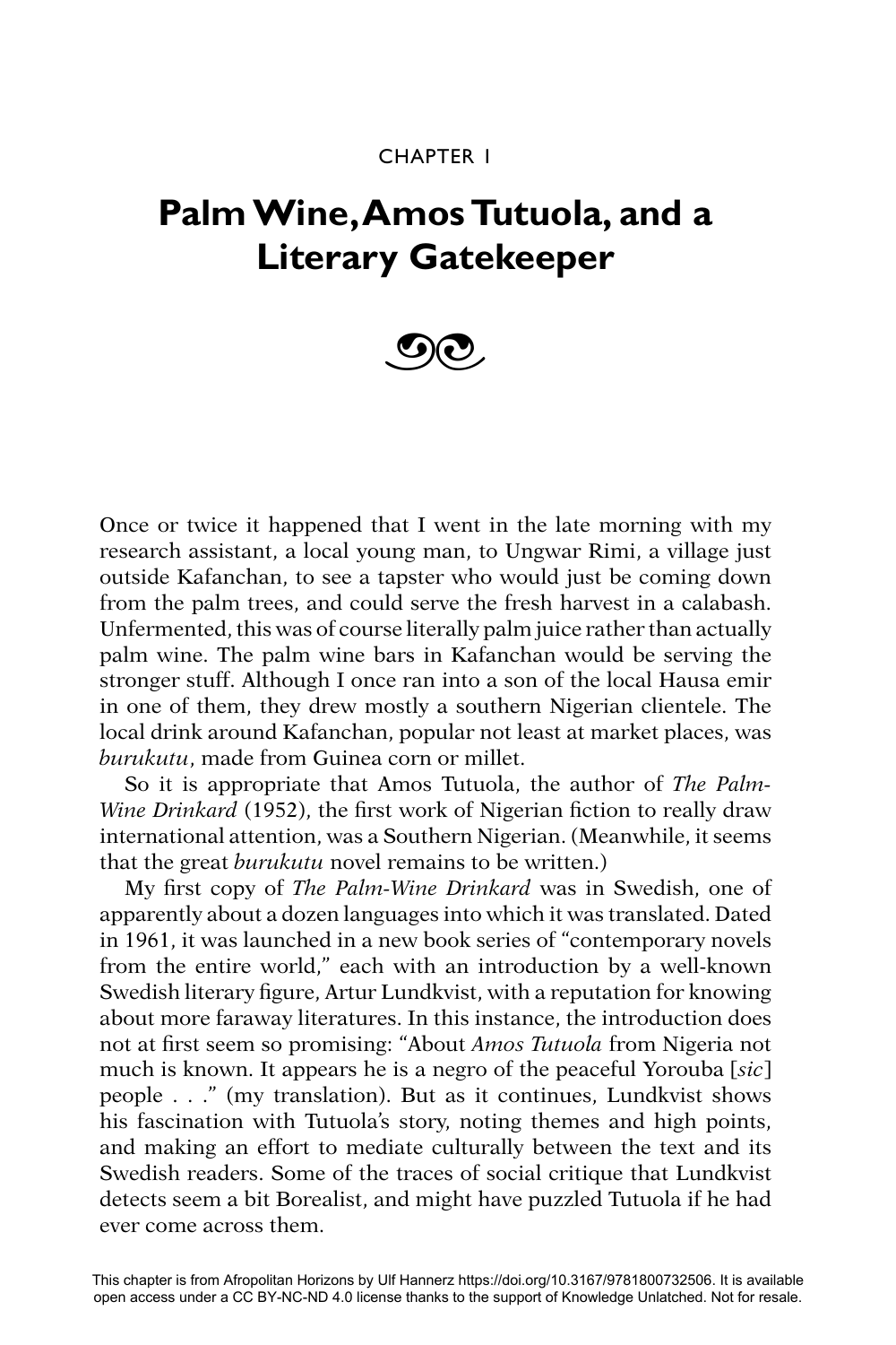CHAPTER 1

# Palm Wine, Amos Tutuola, and a Literary Gatekeeper

Once or twice it happened that I went in the late morning with my research assistant, a local young man, to Ungwar Rimi, a village just outside Kafanchan, to see a tapster who would just be coming down from the palm trees, and could serve the fresh harvest in a calabash. Unfermented, this was of course literally palm juice rather than actually palm wine. The palm wine bars in Kafanchan would be serving the stronger stuff. Although I once ran into a son of the local Hausa emir in one of them, they drew mostly a southern Nigerian clientele. The local drink around Kafanchan, popular not least at market places, was *burukutu*, made from Guinea corn or millet.

So it is appropriate that Amos Tutuola, the author of *The Palm-Wine Drinkard* (1952), the first work of Nigerian fiction to really draw international attention, was a Southern Nigerian. (Meanwhile, it seems that the great *burukutu* novel remains to be written.)

My first copy of *The Palm-Wine Drinkard* was in Swedish, one of apparently about a dozen languages into which it was translated. Dated in 1961, it was launched in a new book series of "contemporary novels from the entire world," each with an introduction by a well-known Swedish literary figure, Artur Lundkvist, with a reputation for knowing about more faraway literatures. In this instance, the introduction does not at first seem so promising: "About *Amos Tutuola* from Nigeria not much is known. It appears he is a negro of the peaceful Yorouba [*sic*] people . . ." (my translation). But as it continues, Lundkvist shows his fascination with Tutuola's story, noting themes and high points, and making an effort to mediate culturally between the text and its Swedish readers. Some of the traces of social critique that Lundkvist detects seem a bit Borealist, and might have puzzled Tutuola if he had ever come across them.

This chapter is from Afropolitan Horizons by Ulf Hannerz https://doi.org/10.3167/9781800732506. It is available open access under a CC BY-NC-ND 4.0 license thanks to the support of Knowledge Unlatched. Not for resale.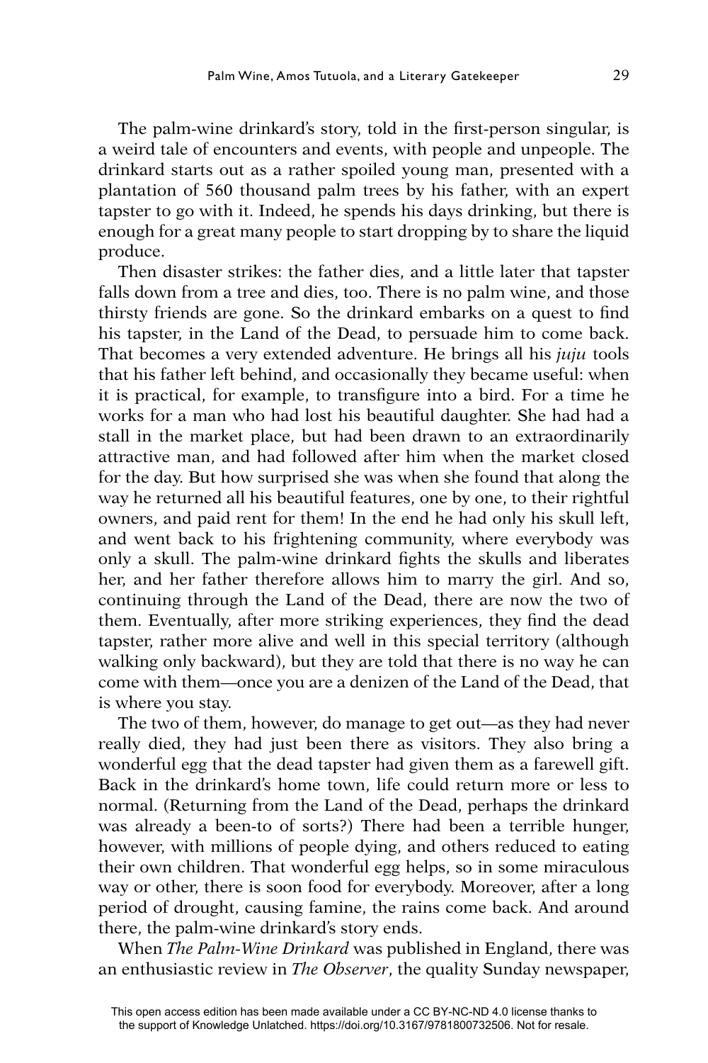The palm-wine drinkard's story, told in the first-person singular, is a weird tale of encounters and events, with people and unpeople. The drinkard starts out as a rather spoiled young man, presented with a plantation of 560 thousand palm trees by his father, with an expert tapster to go with it. Indeed, he spends his days drinking, but there is enough for a great many people to start dropping by to share the liquid produce.

Then disaster strikes: the father dies, and a little later that tapster falls down from a tree and dies, too. There is no palm wine, and those thirsty friends are gone. So the drinkard embarks on a quest to find his tapster, in the Land of the Dead, to persuade him to come back. That becomes a very extended adventure. He brings all his *juju* tools that his father left behind, and occasionally they became useful: when it is practical, for example, to transfigure into a bird. For a time he works for a man who had lost his beautiful daughter. She had had a stall in the market place, but had been drawn to an extraordinarily attractive man, and had followed after him when the market closed for the day. But how surprised she was when she found that along the way he returned all his beautiful features, one by one, to their rightful owners, and paid rent for them! In the end he had only his skull left, and went back to his frightening community, where everybody was only a skull. The palm-wine drinkard fights the skulls and liberates her, and her father therefore allows him to marry the girl. And so, continuing through the Land of the Dead, there are now the two of them. Eventually, after more striking experiences, they find the dead tapster, rather more alive and well in this special territory (although walking only backward), but they are told that there is no way he can come with them—once you are a denizen of the Land of the Dead, that is where you stay.

The two of them, however, do manage to get out—as they had never really died, they had just been there as visitors. They also bring a wonderful egg that the dead tapster had given them as a farewell gift. Back in the drinkard's home town, life could return more or less to normal. (Returning from the Land of the Dead, perhaps the drinkard was already a been-to of sorts?) There had been a terrible hunger, however, with millions of people dying, and others reduced to eating their own children. That wonderful egg helps, so in some miraculous way or other, there is soon food for everybody. Moreover, after a long period of drought, causing famine, the rains come back. And around there, the palm-wine drinkard's story ends.

When *The Palm-Wine Drinkard* was published in England, there was an enthusiastic review in *The Observer*, the quality Sunday newspaper,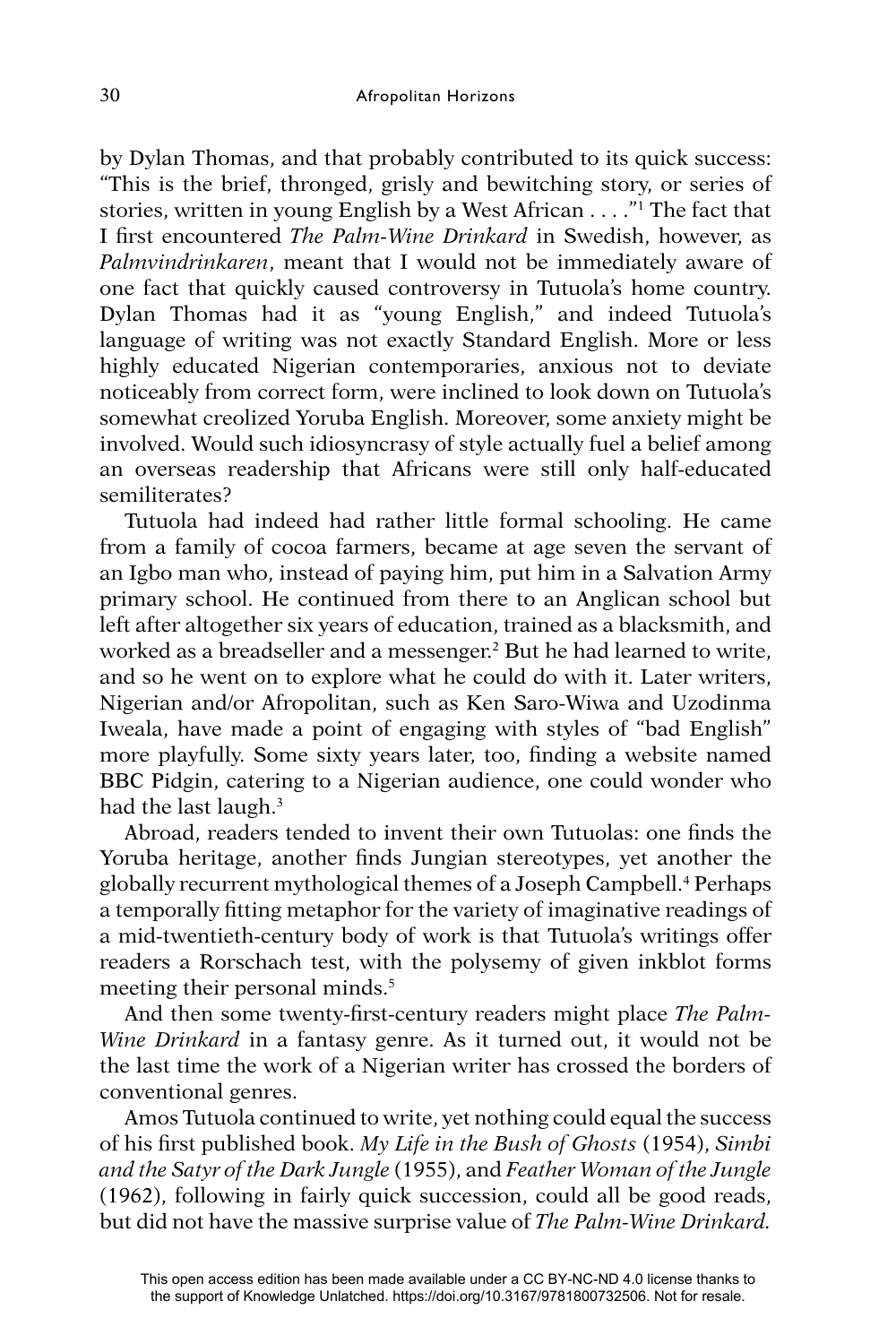by Dylan Thomas, and that probably contributed to its quick success: "This is the brief, thronged, grisly and bewitching story, or series of stories, written in young English by a West African . . . ."[1] The fact that I first encountered *The Palm-Wine Drinkard* in Swedish, however, as *Palmvindrinkaren*, meant that I would not be immediately aware of one fact that quickly caused controversy in Tutuola's home country. Dylan Thomas had it as "young English," and indeed Tutuola's language of writing was not exactly Standard English. More or less highly educated Nigerian contemporaries, anxious not to deviate noticeably from correct form, were inclined to look down on Tutuola's somewhat creolized Yoruba English. Moreover, some anxiety might be involved. Would such idiosyncrasy of style actually fuel a belief among an overseas readership that Africans were still only half-educated semiliterates?

Tutuola had indeed had rather little formal schooling. He came from a family of cocoa farmers, became at age seven the servant of an Igbo man who, instead of paying him, put him in a Salvation Army primary school. He continued from there to an Anglican school but left after altogether six years of education, trained as a blacksmith, and worked as a breadseller and a messenger.[2] But he had learned to write, and so he went on to explore what he could do with it. Later writers, Nigerian and/or Afropolitan, such as Ken Saro-Wiwa and Uzodinma Iweala, have made a point of engaging with styles of "bad English" more playfully. Some sixty years later, too, finding a website named BBC Pidgin, catering to a Nigerian audience, one could wonder who had the last laugh.[3]

Abroad, readers tended to invent their own Tutuolas: one finds the Yoruba heritage, another finds Jungian stereotypes, yet another the globally recurrent mythological themes of a Joseph Campbell.[4] Perhaps a temporally fitting metaphor for the variety of imaginative readings of a mid-twentieth-century body of work is that Tutuola's writings offer readers a Rorschach test, with the polysemy of given inkblot forms meeting their personal minds.[5]

And then some twenty-first-century readers might place *The Palm-Wine Drinkard* in a fantasy genre. As it turned out, it would not be the last time the work of a Nigerian writer has crossed the borders of conventional genres.

Amos Tutuola continued to write, yet nothing could equal the success of his first published book. *My Life in the Bush of Ghosts* (1954), *Simbi and the Satyr of the Dark Jungle* (1955), and *Feather Woman of the Jungle* (1962), following in fairly quick succession, could all be good reads, but did not have the massive surprise value of *The Palm-Wine Drinkard*.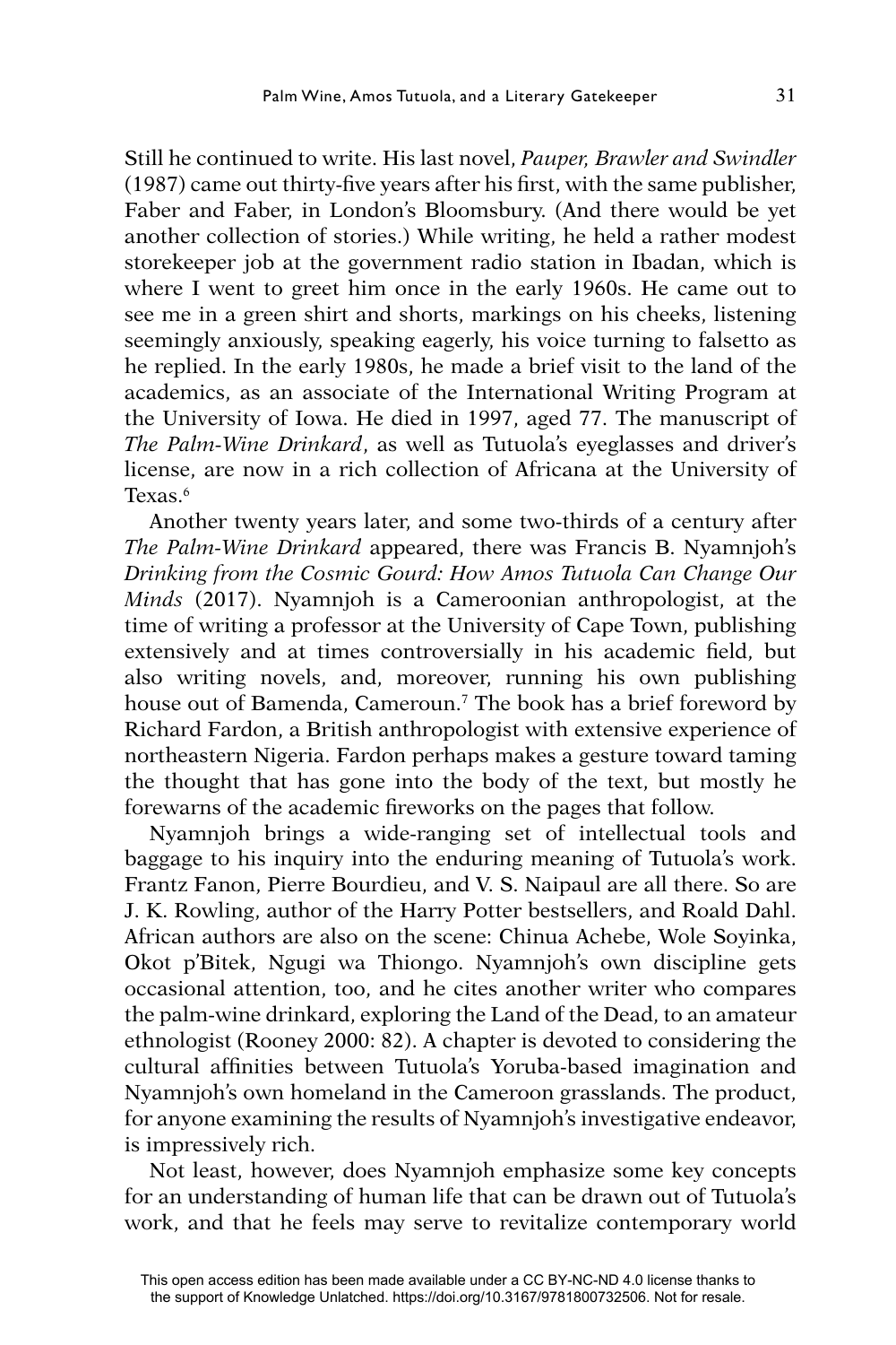Still he continued to write. His last novel, *Pauper, Brawler and Swindler* (1987) came out thirty-five years after his first, with the same publisher, Faber and Faber, in London's Bloomsbury. (And there would be yet another collection of stories.) While writing, he held a rather modest storekeeper job at the government radio station in Ibadan, which is where I went to greet him once in the early 1960s. He came out to see me in a green shirt and shorts, markings on his cheeks, listening seemingly anxiously, speaking eagerly, his voice turning to falsetto as he replied. In the early 1980s, he made a brief visit to the land of the academics, as an associate of the International Writing Program at the University of Iowa. He died in 1997, aged 77. The manuscript of *The Palm-Wine Drinkard*, as well as Tutuola's eyeglasses and driver's license, are now in a rich collection of Africana at the University of Texas.[6]

Another twenty years later, and some two-thirds of a century after *The Palm-Wine Drinkard* appeared, there was Francis B. Nyamnjoh's *Drinking from the Cosmic Gourd: How Amos Tutuola Can Change Our Minds* (2017). Nyamnjoh is a Cameroonian anthropologist, at the time of writing a professor at the University of Cape Town, publishing extensively and at times controversially in his academic field, but also writing novels, and, moreover, running his own publishing house out of Bamenda, Cameroun.[7] The book has a brief foreword by Richard Fardon, a British anthropologist with extensive experience of northeastern Nigeria. Fardon perhaps makes a gesture toward taming the thought that has gone into the body of the text, but mostly he forewarns of the academic fireworks on the pages that follow.

Nyamnjoh brings a wide-ranging set of intellectual tools and baggage to his inquiry into the enduring meaning of Tutuola's work. Frantz Fanon, Pierre Bourdieu, and V. S. Naipaul are all there. So are J. K. Rowling, author of the Harry Potter bestsellers, and Roald Dahl. African authors are also on the scene: Chinua Achebe, Wole Soyinka, Okot p'Bitek, Ngugi wa Thiongo. Nyamnjoh's own discipline gets occasional attention, too, and he cites another writer who compares the palm-wine drinkard, exploring the Land of the Dead, to an amateur ethnologist (Rooney 2000: 82). A chapter is devoted to considering the cultural affinities between Tutuola's Yoruba-based imagination and Nyamnjoh's own homeland in the Cameroon grasslands. The product, for anyone examining the results of Nyamnjoh's investigative endeavor, is impressively rich.

Not least, however, does Nyamnjoh emphasize some key concepts for an understanding of human life that can be drawn out of Tutuola's work, and that he feels may serve to revitalize contemporary world

This open access edition has been made available under a CC BY-NC-ND 4.0 license thanks to the support of Knowledge Unlatched. https://doi.org/10.3167/9781800732506. Not for resale.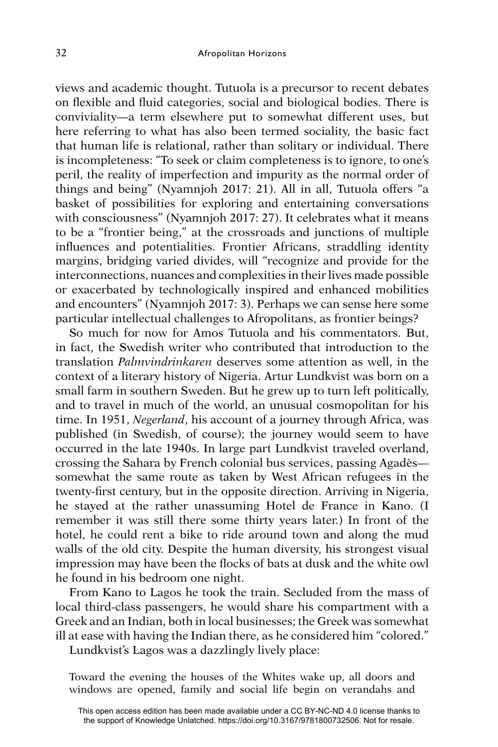views and academic thought. Tutuola is a precursor to recent debates on flexible and fluid categories, social and biological bodies. There is conviviality—a term elsewhere put to somewhat different uses, but here referring to what has also been termed sociality, the basic fact that human life is relational, rather than solitary or individual. There is incompleteness: "To seek or claim completeness is to ignore, to one's peril, the reality of imperfection and impurity as the normal order of things and being" (Nyamnjoh 2017: 21). All in all, Tutuola offers "a basket of possibilities for exploring and entertaining conversations with consciousness" (Nyamnjoh 2017: 27). It celebrates what it means to be a "frontier being," at the crossroads and junctions of multiple influences and potentialities. Frontier Africans, straddling identity margins, bridging varied divides, will "recognize and provide for the interconnections, nuances and complexities in their lives made possible or exacerbated by technologically inspired and enhanced mobilities and encounters" (Nyamnjoh 2017: 3). Perhaps we can sense here some particular intellectual challenges to Afropolitans, as frontier beings?

So much for now for Amos Tutuola and his commentators. But, in fact, the Swedish writer who contributed that introduction to the translation *Palmvindrinkaren* deserves some attention as well, in the context of a literary history of Nigeria. Artur Lundkvist was born on a small farm in southern Sweden. But he grew up to turn left politically, and to travel in much of the world, an unusual cosmopolitan for his time. In 1951, *Negerland*, his account of a journey through Africa, was published (in Swedish, of course); the journey would seem to have occurred in the late 1940s. In large part Lundkvist traveled overland, crossing the Sahara by French colonial bus services, passing Agadès—somewhat the same route as taken by West African refugees in the twenty-first century, but in the opposite direction. Arriving in Nigeria, he stayed at the rather unassuming Hotel de France in Kano. (I remember it was still there some thirty years later.) In front of the hotel, he could rent a bike to ride around town and along the mud walls of the old city. Despite the human diversity, his strongest visual impression may have been the flocks of bats at dusk and the white owl he found in his bedroom one night.

From Kano to Lagos he took the train. Secluded from the mass of local third-class passengers, he would share his compartment with a Greek and an Indian, both in local businesses; the Greek was somewhat ill at ease with having the Indian there, as he considered him "colored."

Lundkvist's Lagos was a dazzlingly lively place:

> Toward the evening the houses of the Whites wake up, all doors and windows are opened, family and social life begin on verandahs and

This open access edition has been made available under a CC BY-NC-ND 4.0 license thanks to the support of Knowledge Unlatched. https://doi.org/10.3167/9781800732506. Not for resale.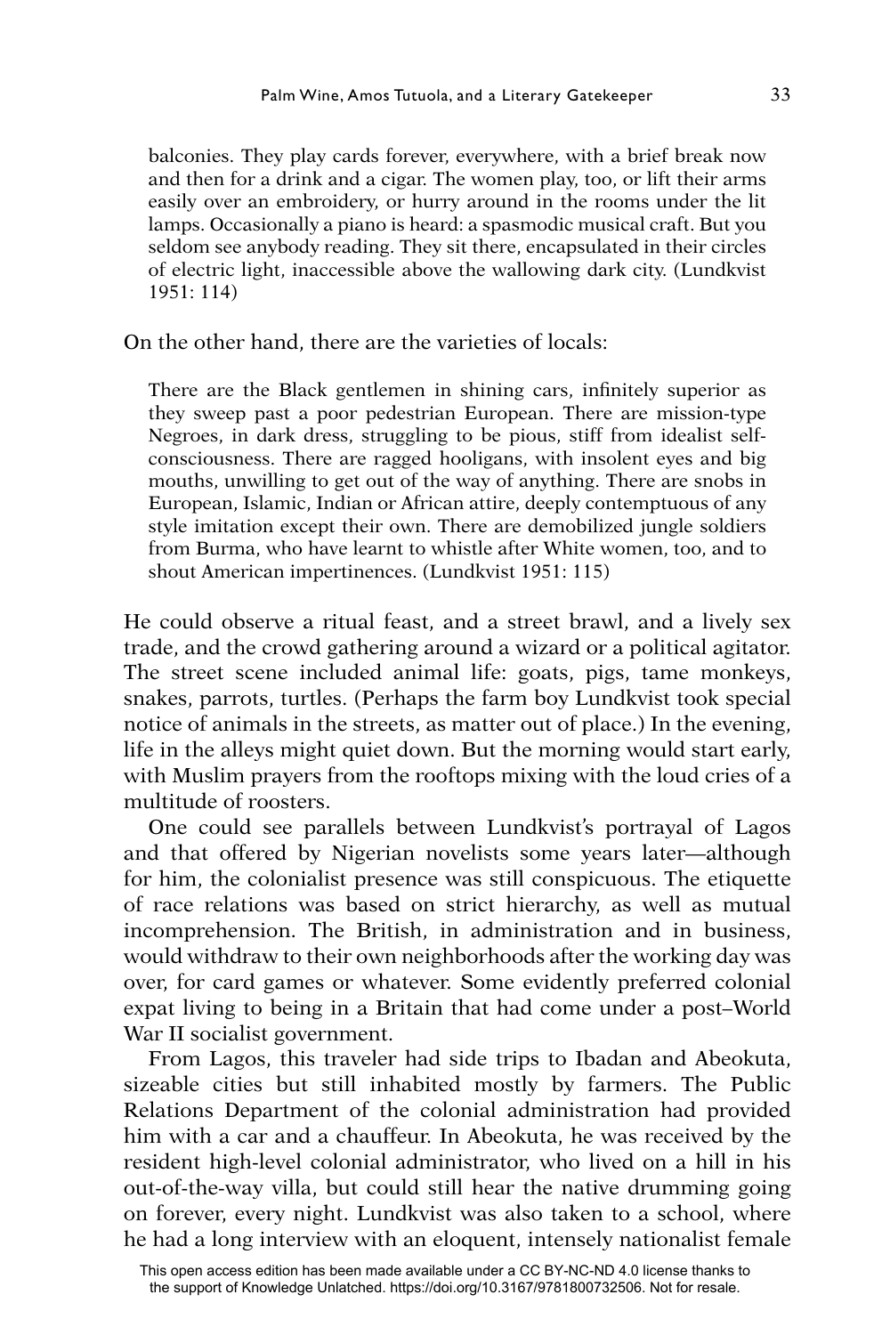> balconies. They play cards forever, everywhere, with a brief break now and then for a drink and a cigar. The women play, too, or lift their arms easily over an embroidery, or hurry around in the rooms under the lit lamps. Occasionally a piano is heard: a spasmodic musical craft. But you seldom see anybody reading. They sit there, encapsulated in their circles of electric light, inaccessible above the wallowing dark city. (Lundkvist 1951: 114)

On the other hand, there are the varieties of locals:

> There are the Black gentlemen in shining cars, infinitely superior as they sweep past a poor pedestrian European. There are mission-type Negroes, in dark dress, struggling to be pious, stiff from idealist self-consciousness. There are ragged hooligans, with insolent eyes and big mouths, unwilling to get out of the way of anything. There are snobs in European, Islamic, Indian or African attire, deeply contemptuous of any style imitation except their own. There are demobilized jungle soldiers from Burma, who have learnt to whistle after White women, too, and to shout American impertinences. (Lundkvist 1951: 115)

He could observe a ritual feast, and a street brawl, and a lively sex trade, and the crowd gathering around a wizard or a political agitator. The street scene included animal life: goats, pigs, tame monkeys, snakes, parrots, turtles. (Perhaps the farm boy Lundkvist took special notice of animals in the streets, as matter out of place.) In the evening, life in the alleys might quiet down. But the morning would start early, with Muslim prayers from the rooftops mixing with the loud cries of a multitude of roosters.

One could see parallels between Lundkvist's portrayal of Lagos and that offered by Nigerian novelists some years later—although for him, the colonialist presence was still conspicuous. The etiquette of race relations was based on strict hierarchy, as well as mutual incomprehension. The British, in administration and in business, would withdraw to their own neighborhoods after the working day was over, for card games or whatever. Some evidently preferred colonial expat living to being in a Britain that had come under a post–World War II socialist government.

From Lagos, this traveler had side trips to Ibadan and Abeokuta, sizeable cities but still inhabited mostly by farmers. The Public Relations Department of the colonial administration had provided him with a car and a chauffeur. In Abeokuta, he was received by the resident high-level colonial administrator, who lived on a hill in his out-of-the-way villa, but could still hear the native drumming going on forever, every night. Lundkvist was also taken to a school, where he had a long interview with an eloquent, intensely nationalist female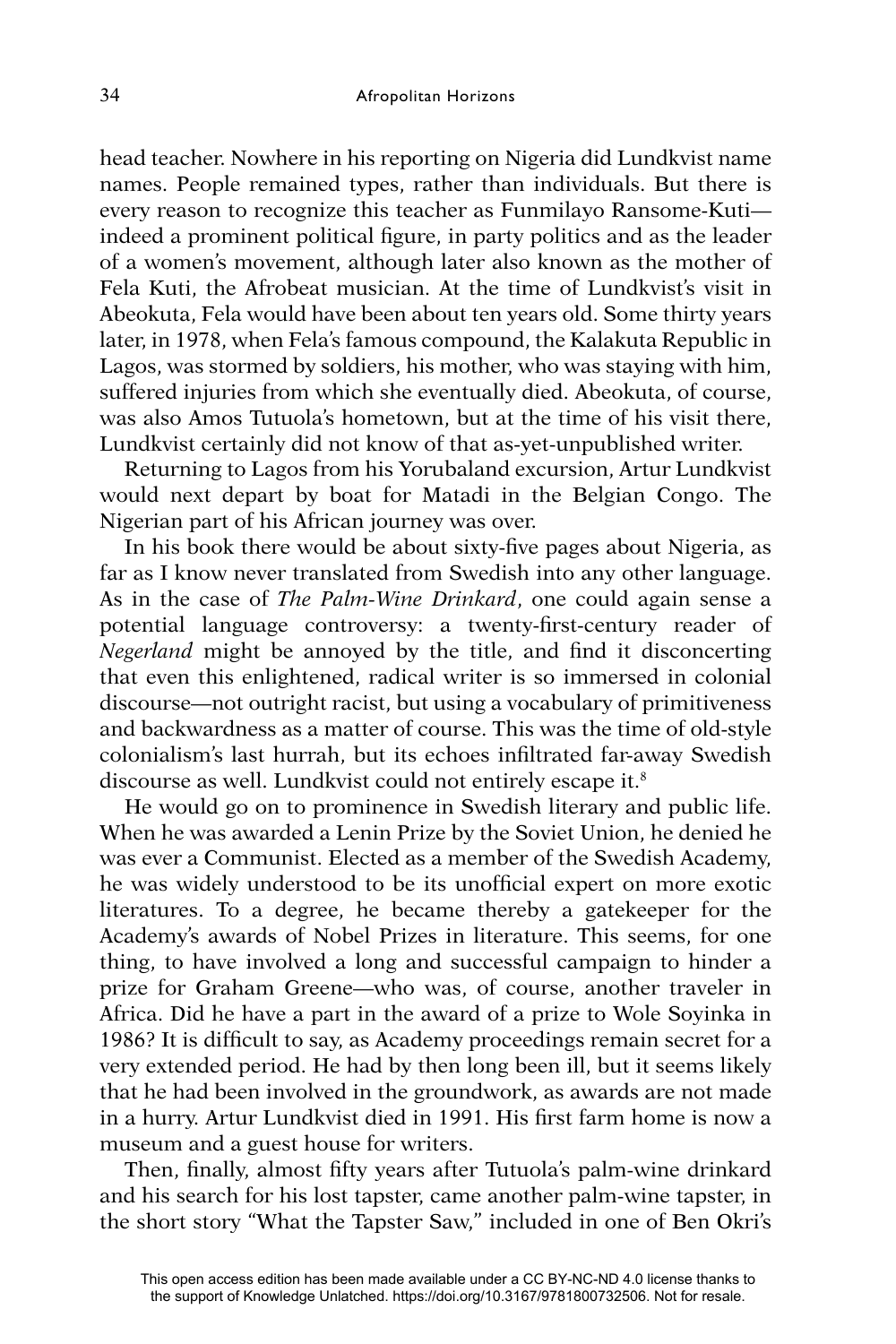head teacher. Nowhere in his reporting on Nigeria did Lundkvist name names. People remained types, rather than individuals. But there is every reason to recognize this teacher as Funmilayo Ransome-Kuti—indeed a prominent political figure, in party politics and as the leader of a women's movement, although later also known as the mother of Fela Kuti, the Afrobeat musician. At the time of Lundkvist's visit in Abeokuta, Fela would have been about ten years old. Some thirty years later, in 1978, when Fela's famous compound, the Kalakuta Republic in Lagos, was stormed by soldiers, his mother, who was staying with him, suffered injuries from which she eventually died. Abeokuta, of course, was also Amos Tutuola's hometown, but at the time of his visit there, Lundkvist certainly did not know of that as-yet-unpublished writer.

Returning to Lagos from his Yorubaland excursion, Artur Lundkvist would next depart by boat for Matadi in the Belgian Congo. The Nigerian part of his African journey was over.

In his book there would be about sixty-five pages about Nigeria, as far as I know never translated from Swedish into any other language. As in the case of *The Palm-Wine Drinkard*, one could again sense a potential language controversy: a twenty-first-century reader of *Negerland* might be annoyed by the title, and find it disconcerting that even this enlightened, radical writer is so immersed in colonial discourse—not outright racist, but using a vocabulary of primitiveness and backwardness as a matter of course. This was the time of old-style colonialism's last hurrah, but its echoes infiltrated far-away Swedish discourse as well. Lundkvist could not entirely escape it.[8]

He would go on to prominence in Swedish literary and public life. When he was awarded a Lenin Prize by the Soviet Union, he denied he was ever a Communist. Elected as a member of the Swedish Academy, he was widely understood to be its unofficial expert on more exotic literatures. To a degree, he became thereby a gatekeeper for the Academy's awards of Nobel Prizes in literature. This seems, for one thing, to have involved a long and successful campaign to hinder a prize for Graham Greene—who was, of course, another traveler in Africa. Did he have a part in the award of a prize to Wole Soyinka in 1986? It is difficult to say, as Academy proceedings remain secret for a very extended period. He had by then long been ill, but it seems likely that he had been involved in the groundwork, as awards are not made in a hurry. Artur Lundkvist died in 1991. His first farm home is now a museum and a guest house for writers.

Then, finally, almost fifty years after Tutuola's palm-wine drinkard and his search for his lost tapster, came another palm-wine tapster, in the short story "What the Tapster Saw," included in one of Ben Okri's

This open access edition has been made available under a CC BY-NC-ND 4.0 license thanks to the support of Knowledge Unlatched. https://doi.org/10.3167/9781800732506. Not for resale.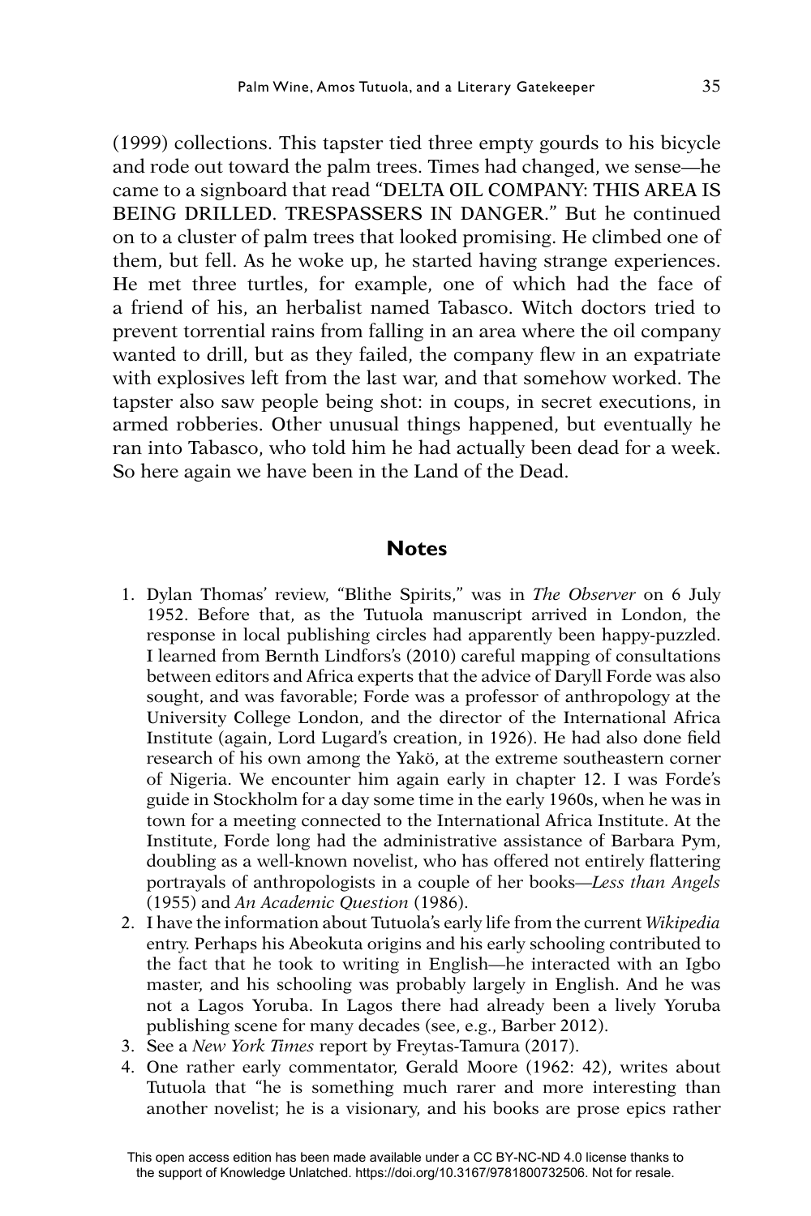(1999) collections. This tapster tied three empty gourds to his bicycle and rode out toward the palm trees. Times had changed, we sense—he came to a signboard that read "DELTA OIL COMPANY: THIS AREA IS BEING DRILLED. TRESPASSERS IN DANGER." But he continued on to a cluster of palm trees that looked promising. He climbed one of them, but fell. As he woke up, he started having strange experiences. He met three turtles, for example, one of which had the face of a friend of his, an herbalist named Tabasco. Witch doctors tried to prevent torrential rains from falling in an area where the oil company wanted to drill, but as they failed, the company flew in an expatriate with explosives left from the last war, and that somehow worked. The tapster also saw people being shot: in coups, in secret executions, in armed robberies. Other unusual things happened, but eventually he ran into Tabasco, who told him he had actually been dead for a week. So here again we have been in the Land of the Dead.

## Notes

1. Dylan Thomas' review, "Blithe Spirits," was in *The Observer* on 6 July 1952. Before that, as the Tutuola manuscript arrived in London, the response in local publishing circles had apparently been happy-puzzled. I learned from Bernth Lindfors's (2010) careful mapping of consultations between editors and Africa experts that the advice of Daryll Forde was also sought, and was favorable; Forde was a professor of anthropology at the University College London, and the director of the International Africa Institute (again, Lord Lugard's creation, in 1926). He had also done field research of his own among the Yakö, at the extreme southeastern corner of Nigeria. We encounter him again early in chapter 12. I was Forde's guide in Stockholm for a day some time in the early 1960s, when he was in town for a meeting connected to the International Africa Institute. At the Institute, Forde long had the administrative assistance of Barbara Pym, doubling as a well-known novelist, who has offered not entirely flattering portrayals of anthropologists in a couple of her books—*Less than Angels* (1955) and *An Academic Question* (1986).
2. I have the information about Tutuola's early life from the current *Wikipedia* entry. Perhaps his Abeokuta origins and his early schooling contributed to the fact that he took to writing in English—he interacted with an Igbo master, and his schooling was probably largely in English. And he was not a Lagos Yoruba. In Lagos there had already been a lively Yoruba publishing scene for many decades (see, e.g., Barber 2012).
3. See a *New York Times* report by Freytas-Tamura (2017).
4. One rather early commentator, Gerald Moore (1962: 42), writes about Tutuola that "he is something much rarer and more interesting than another novelist; he is a visionary, and his books are prose epics rather

This open access edition has been made available under a CC BY-NC-ND 4.0 license thanks to the support of Knowledge Unlatched. https://doi.org/10.3167/9781800732506. Not for resale.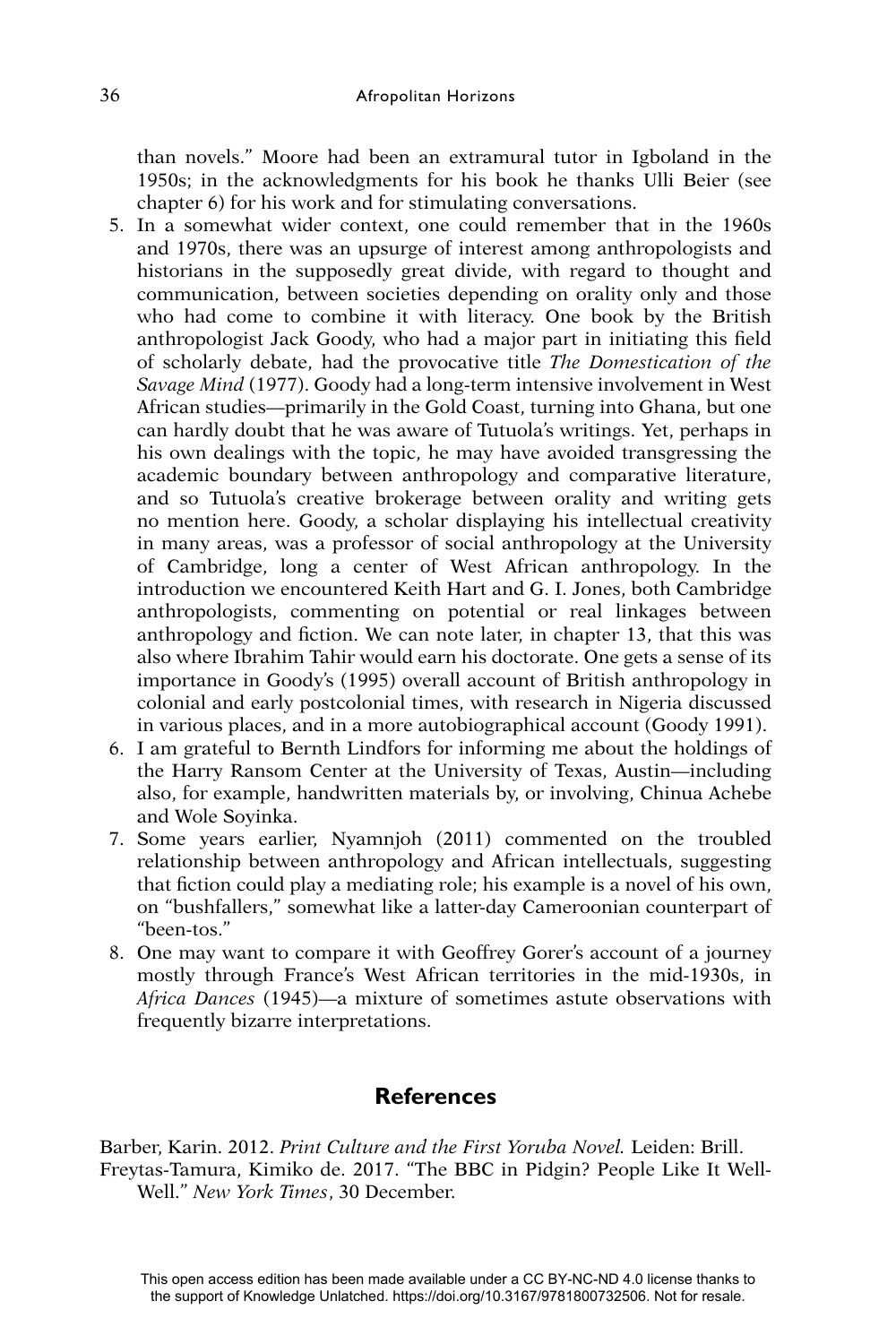than novels." Moore had been an extramural tutor in Igboland in the 1950s; in the acknowledgments for his book he thanks Ulli Beier (see chapter 6) for his work and for stimulating conversations.

5. In a somewhat wider context, one could remember that in the 1960s and 1970s, there was an upsurge of interest among anthropologists and historians in the supposedly great divide, with regard to thought and communication, between societies depending on orality only and those who had come to combine it with literacy. One book by the British anthropologist Jack Goody, who had a major part in initiating this field of scholarly debate, had the provocative title *The Domestication of the Savage Mind* (1977). Goody had a long-term intensive involvement in West African studies—primarily in the Gold Coast, turning into Ghana, but one can hardly doubt that he was aware of Tutuola's writings. Yet, perhaps in his own dealings with the topic, he may have avoided transgressing the academic boundary between anthropology and comparative literature, and so Tutuola's creative brokerage between orality and writing gets no mention here. Goody, a scholar displaying his intellectual creativity in many areas, was a professor of social anthropology at the University of Cambridge, long a center of West African anthropology. In the introduction we encountered Keith Hart and G. I. Jones, both Cambridge anthropologists, commenting on potential or real linkages between anthropology and fiction. We can note later, in chapter 13, that this was also where Ibrahim Tahir would earn his doctorate. One gets a sense of its importance in Goody's (1995) overall account of British anthropology in colonial and early postcolonial times, with research in Nigeria discussed in various places, and in a more autobiographical account (Goody 1991).
6. I am grateful to Bernth Lindfors for informing me about the holdings of the Harry Ransom Center at the University of Texas, Austin—including also, for example, handwritten materials by, or involving, Chinua Achebe and Wole Soyinka.
7. Some years earlier, Nyamnjoh (2011) commented on the troubled relationship between anthropology and African intellectuals, suggesting that fiction could play a mediating role; his example is a novel of his own, on "bushfallers," somewhat like a latter-day Cameroonian counterpart of "been-tos."
8. One may want to compare it with Geoffrey Gorer's account of a journey mostly through France's West African territories in the mid-1930s, in *Africa Dances* (1945)—a mixture of sometimes astute observations with frequently bizarre interpretations.

## References

Barber, Karin. 2012. *Print Culture and the First Yoruba Novel.* Leiden: Brill.

Freytas-Tamura, Kimiko de. 2017. "The BBC in Pidgin? People Like It Well-Well." *New York Times*, 30 December.

This open access edition has been made available under a CC BY-NC-ND 4.0 license thanks to the support of Knowledge Unlatched. https://doi.org/10.3167/9781800732506. Not for resale.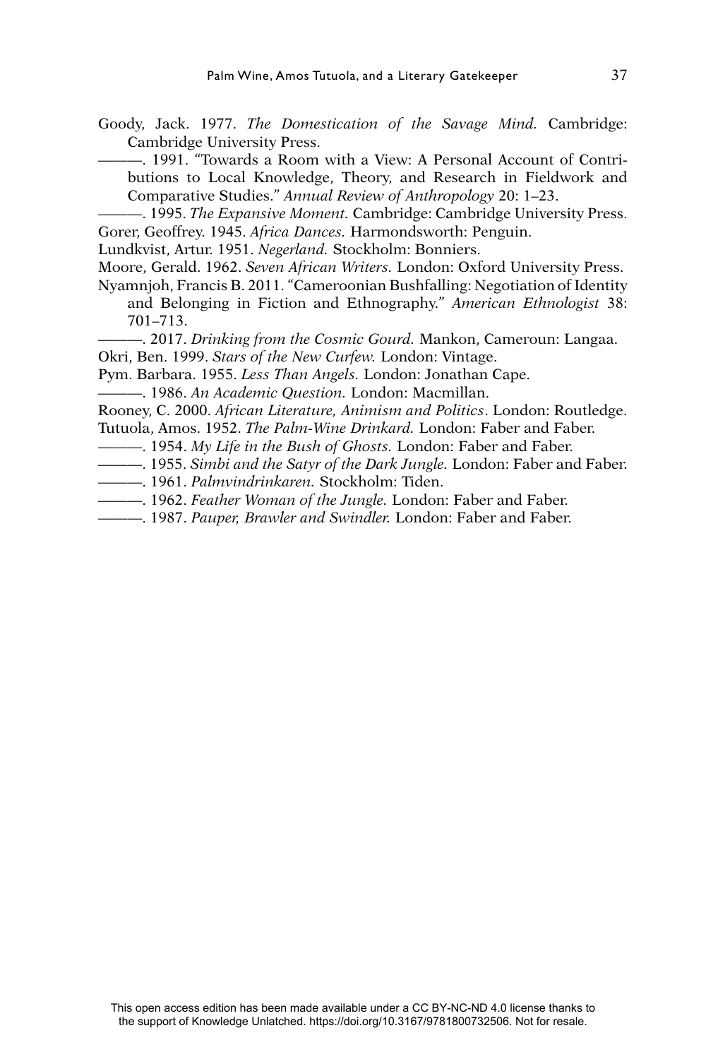Goody, Jack. 1977. *The Domestication of the Savage Mind.* Cambridge: Cambridge University Press.

———. 1991. "Towards a Room with a View: A Personal Account of Contributions to Local Knowledge, Theory, and Research in Fieldwork and Comparative Studies." *Annual Review of Anthropology* 20: 1–23.

———. 1995. *The Expansive Moment.* Cambridge: Cambridge University Press.

Gorer, Geoffrey. 1945. *Africa Dances.* Harmondsworth: Penguin.

Lundkvist, Artur. 1951. *Negerland.* Stockholm: Bonniers.

Moore, Gerald. 1962. *Seven African Writers.* London: Oxford University Press.

Nyamnjoh, Francis B. 2011. "Cameroonian Bushfalling: Negotiation of Identity and Belonging in Fiction and Ethnography." *American Ethnologist* 38: 701–713.

———. 2017. *Drinking from the Cosmic Gourd.* Mankon, Cameroun: Langaa.

Okri, Ben. 1999. *Stars of the New Curfew.* London: Vintage.

Pym. Barbara. 1955. *Less Than Angels.* London: Jonathan Cape.

———. 1986. *An Academic Question.* London: Macmillan.

Rooney, C. 2000. *African Literature, Animism and Politics*. London: Routledge.

Tutuola, Amos. 1952. *The Palm-Wine Drinkard.* London: Faber and Faber.

———. 1954. *My Life in the Bush of Ghosts.* London: Faber and Faber.

———. 1955. *Simbi and the Satyr of the Dark Jungle.* London: Faber and Faber.

———. 1961. *Palmvindrinkaren.* Stockholm: Tiden.

———. 1962. *Feather Woman of the Jungle.* London: Faber and Faber.

———. 1987. *Pauper, Brawler and Swindler.* London: Faber and Faber.

This open access edition has been made available under a CC BY-NC-ND 4.0 license thanks to the support of Knowledge Unlatched. https://doi.org/10.3167/9781800732506. Not for resale.